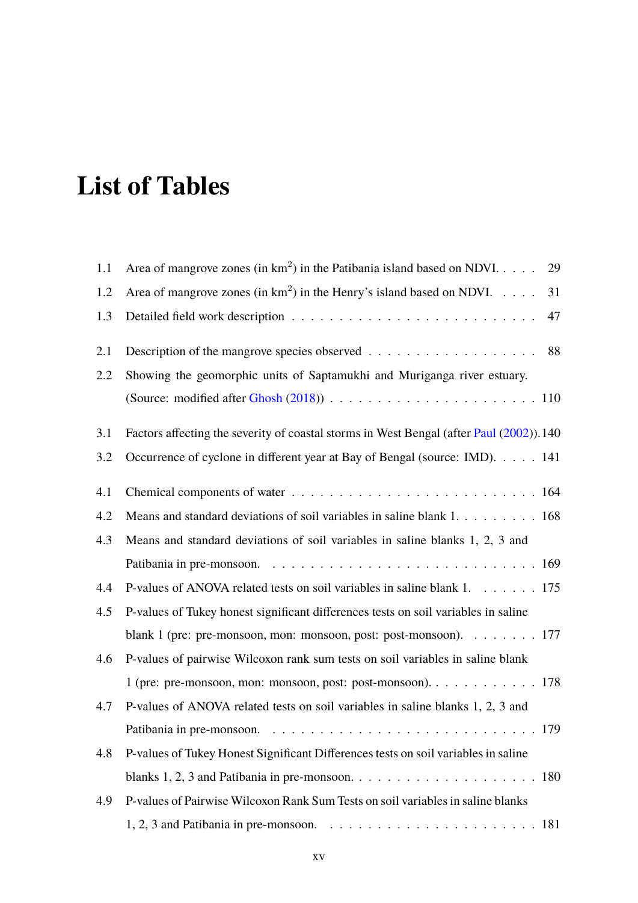# List of Tables

| | | |
|---|---|---|
| 1.1 | Area of mangrove zones (in $km^2$) in the Patibania island based on NDVI. | 29 |
| 1.2 | Area of mangrove zones (in $km^2$) in the Henry's island based on NDVI. | 31 |
| 1.3 | Detailed field work description | 47 |
| 2.1 | Description of the mangrove species observed | 88 |
| 2.2 | Showing the geomorphic units of Saptamukhi and Muriganga river estuary. (Source: modified after Ghosh (2018)) | 110 |
| 3.1 | Factors affecting the severity of coastal storms in West Bengal (after Paul (2002)). | 140 |
| 3.2 | Occurrence of cyclone in different year at Bay of Bengal (source: IMD). | 141 |
| 4.1 | Chemical components of water | 164 |
| 4.2 | Means and standard deviations of soil variables in saline blank 1. | 168 |
| 4.3 | Means and standard deviations of soil variables in saline blanks 1, 2, 3 and Patibania in pre-monsoon. | 169 |
| 4.4 | P-values of ANOVA related tests on soil variables in saline blank 1. | 175 |
| 4.5 | P-values of Tukey honest significant differences tests on soil variables in saline blank 1 (pre: pre-monsoon, mon: monsoon, post: post-monsoon). | 177 |
| 4.6 | P-values of pairwise Wilcoxon rank sum tests on soil variables in saline blank 1 (pre: pre-monsoon, mon: monsoon, post: post-monsoon). | 178 |
| 4.7 | P-values of ANOVA related tests on soil variables in saline blanks 1, 2, 3 and Patibania in pre-monsoon. | 179 |
| 4.8 | P-values of Tukey Honest Significant Differences tests on soil variables in saline blanks 1, 2, 3 and Patibania in pre-monsoon. | 180 |
| 4.9 | P-values of Pairwise Wilcoxon Rank Sum Tests on soil variables in saline blanks 1, 2, 3 and Patibania in pre-monsoon. | 181 |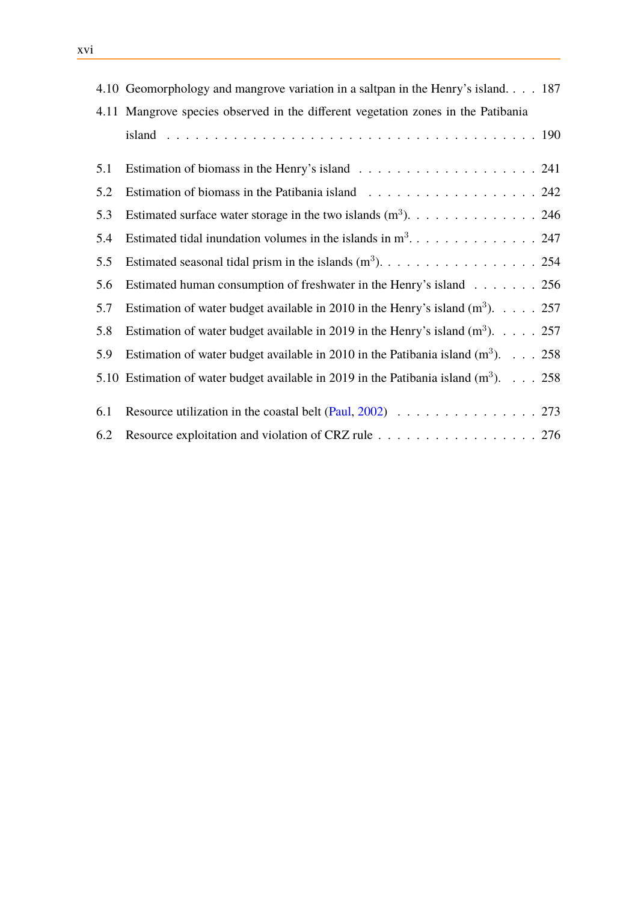4.10 Geomorphology and mangrove variation in a saltpan in the Henry's island. . . . 187

4.11 Mangrove species observed in the different vegetation zones in the Patibania island . . . . . . . . . . . . . . . . . . . . . . . . . . . . . . . . . . . . 190

5.1 Estimation of biomass in the Henry's island . . . . . . . . . . . . . . . . . . 241

5.2 Estimation of biomass in the Patibania island . . . . . . . . . . . . . . . . . 242

5.3 Estimated surface water storage in the two islands ($m^3$). . . . . . . . . . . . . . 246

5.4 Estimated tidal inundation volumes in the islands in $m^3$. . . . . . . . . . . . . . 247

5.5 Estimated seasonal tidal prism in the islands ($m^3$). . . . . . . . . . . . . . . . 254

5.6 Estimated human consumption of freshwater in the Henry's island . . . . . . . 256

5.7 Estimation of water budget available in 2010 in the Henry's island ($m^3$). . . . . 257

5.8 Estimation of water budget available in 2019 in the Henry's island ($m^3$). . . . . 257

5.9 Estimation of water budget available in 2010 in the Patibania island ($m^3$). . . . 258

5.10 Estimation of water budget available in 2019 in the Patibania island ($m^3$). . . . 258

6.1 Resource utilization in the coastal belt (Paul, 2002) . . . . . . . . . . . . . . . 273

6.2 Resource exploitation and violation of CRZ rule . . . . . . . . . . . . . . . . . 276